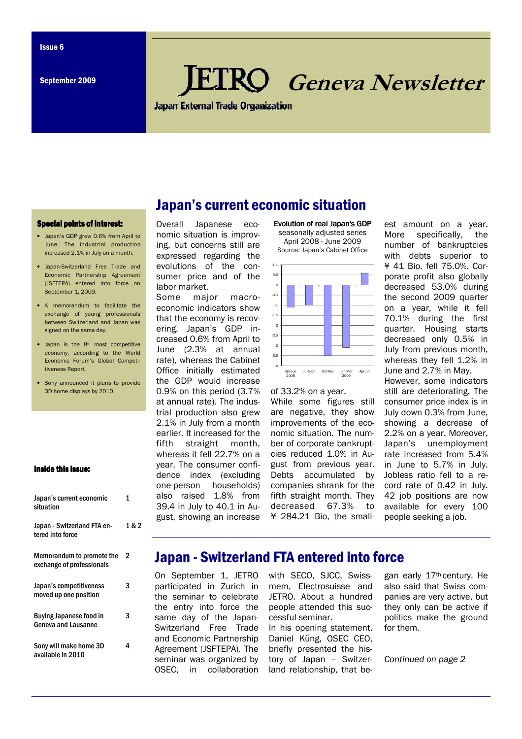Issue 6

September 2009

# JETRO Geneva Newsletter

Japan External Trade Organization

### Special points of interest:

- Japan's GDP grew 0.6% from April to June. The industrial production increased 2.1% in July on a month.
- Japan-Switzerland Free Trade and Economic Partnership Agreement (JSFTEPA) entered into force on September 1, 2009.
- A memorandum to facilitate the exchange of young professionals between Switzerland and Japan was signed on the same day.
- Japan is the 8th most competitive economy, according to the World Economic Forum's Global Competitiveness Report.
- Sony announced it plans to provide 3D home displays by 2010.

### Inside this issue:

| | |
|---|---|
| Japan's current economic situation | 1 |
| Japan - Switzerland FTA entered into force | 1 & 2 |
| Memorandum to promote the exchange of professionals | 2 |
| Japan's competitiveness moved up one position | 3 |
| Buying Japanese food in Geneva and Lausanne | 3 |
| Sony will make home 3D available in 2010 | 4 |

## Japan's current economic situation

Overall Japanese economic situation is improving, but concerns still are expressed regarding the evolutions of the consumer price and of the labor market.

Some major macroeconomic indicators show that the economy is recovering. Japan's GDP increased 0.6% from April to June (2.3% at annual rate), whereas the Cabinet Office initially estimated the GDP would increase 0.9% on this period (3.7% at annual rate). The industrial production also grew 2.1% in July from a month earlier. It increased for the fifth straight month, whereas it fell 22.7% on a year. The consumer confidence index (excluding one-person households) also raised 1.8% from 39.4 in July to 40.1 in August, showing an increase of 33.2% on a year.

**Evolution of real Japan's GDP**
seasonally adjusted series
April 2008 - June 2009
Source: Japan's Cabinet Office

While some figures still are negative, they show improvements of the economic situation. The number of corporate bankruptcies reduced 1.0% in August from previous year. Debts accumulated by companies shrank for the fifth straight month. They decreased 67.3% to ¥ 284.21 Bio, the smallest amount on a year. More specifically, the number of bankruptcies with debts superior to ¥ 41 Bio. fell 75.0%. Corporate profit also globally decreased 53.0% during the second 2009 quarter on a year, while it fell 70.1% during the first quarter. Housing starts decreased only 0.5% in July from previous month, whereas they fell 1.2% in June and 2.7% in May.

However, some indicators still are deteriorating. The consumer price index is in July down 0.3% from June, showing a decrease of 2.2% on a year. Moreover, Japan's unemployment rate increased from 5.4% in June to 5.7% in July. Jobless ratio fell to a record rate of 0.42 in July. 42 job positions are now available for every 100 people seeking a job.

## Japan - Switzerland FTA entered into force

On September 1, JETRO participated in Zurich in the seminar to celebrate the entry into force the same day of the Japan-Switzerland Free Trade and Economic Partnership Agreement (JSFTEPA). The seminar was organized by OSEC, in collaboration with SECO, SJCC, Swissmem, Electrosuisse and JETRO. About a hundred people attended this successful seminar.

In his opening statement, Daniel Küng, OSEC CEO, briefly presented the history of Japan – Switzerland relationship, that began early 17th century. He also said that Swiss companies are very active, but they only can be active if politics make the ground for them.

*Continued on page 2*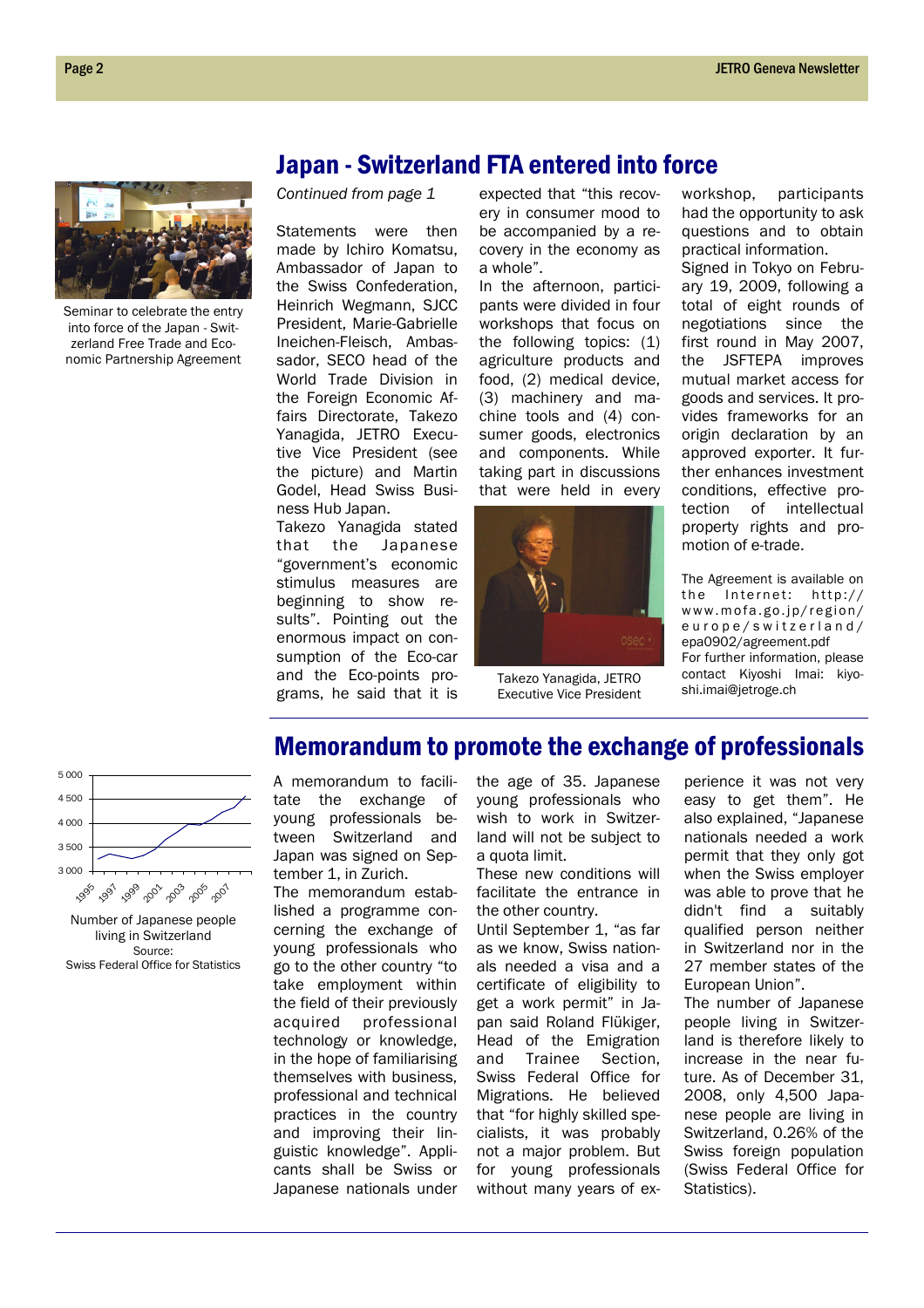## Japan - Switzerland FTA entered into force

Seminar to celebrate the entry into force of the Japan - Switzerland Free Trade and Economic Partnership Agreement

*Continued from page 1*

Statements were then made by Ichiro Komatsu, Ambassador of Japan to the Swiss Confederation, Heinrich Wegmann, SJCC President, Marie-Gabrielle Ineichen-Fleisch, Ambassador, SECO head of the World Trade Division in the Foreign Economic Affairs Directorate, Takezo Yanagida, JETRO Executive Vice President (see the picture) and Martin Godel, Head Swiss Business Hub Japan.

Takezo Yanagida stated that the Japanese "government's economic stimulus measures are beginning to show results". Pointing out the enormous impact on consumption of the Eco-car and the Eco-points programs, he said that it is expected that "this recovery in consumer mood to be accompanied by a recovery in the economy as a whole".

In the afternoon, participants were divided in four workshops that focus on the following topics: (1) agriculture products and food, (2) medical device, (3) machinery and machine tools and (4) consumer goods, electronics and components. While taking part in discussions that were held in every workshop, participants had the opportunity to ask questions and to obtain practical information.

Takezo Yanagida, JETRO Executive Vice President

Signed in Tokyo on February 19, 2009, following a total of eight rounds of negotiations since the first round in May 2007, the JSFTEPA improves mutual market access for goods and services. It provides frameworks for an origin declaration by an approved exporter. It further enhances investment conditions, effective protection of intellectual property rights and promotion of e-trade.

The Agreement is available on the Internet: http://www.mofa.go.jp/region/europe/switzerland/epa0902/agreement.pdf
For further information, please contact Kiyoshi Imai: kiyoshi.imai@jetroge.ch

## Memorandum to promote the exchange of professionals

Number of Japanese people living in Switzerland
Source: Swiss Federal Office for Statistics

A memorandum to facilitate the exchange of young professionals between Switzerland and Japan was signed on September 1, in Zurich.

The memorandum established a programme concerning the exchange of young professionals who go to the other country "to take employment within the field of their previously acquired professional technology or knowledge, in the hope of familiarising themselves with business, professional and technical practices in the country and improving their linguistic knowledge". Applicants shall be Swiss or Japanese nationals under the age of 35. Japanese young professionals who wish to work in Switzerland will not be subject to a quota limit.

These new conditions will facilitate the entrance in the other country.

Until September 1, "as far as we know, Swiss nationals needed a visa and a certificate of eligibility to get a work permit" in Japan said Roland Flükiger, Head of the Emigration and Trainee Section, Swiss Federal Office for Migrations. He believed that "for highly skilled specialists, it was probably not a major problem. But for young professionals without many years of experience it was not very easy to get them". He also explained, "Japanese nationals needed a work permit that they only got when the Swiss employer was able to prove that he didn't find a suitably qualified person neither in Switzerland nor in the 27 member states of the European Union".

The number of Japanese people living in Switzerland is therefore likely to increase in the near future. As of December 31, 2008, only 4,500 Japanese people are living in Switzerland, 0.26% of the Swiss foreign population (Swiss Federal Office for Statistics).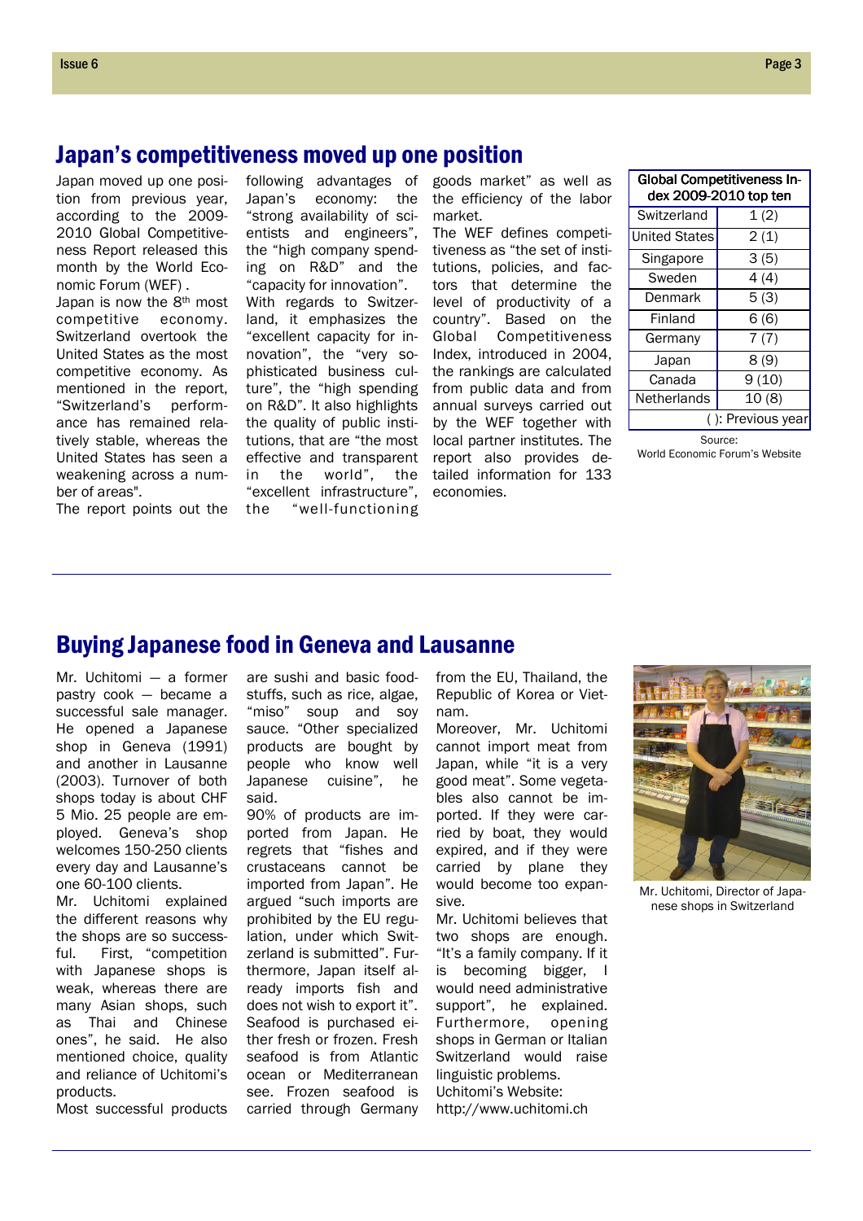## Japan's competitiveness moved up one position

Japan moved up one position from previous year, according to the 2009-2010 Global Competitiveness Report released this month by the World Economic Forum (WEF).

Japan is now the 8th most competitive economy. Switzerland overtook the United States as the most competitive economy. As mentioned in the report, "Switzerland's performance has remained relatively stable, whereas the United States has seen a weakening across a number of areas".

The report points out the following advantages of Japan's economy: the "strong availability of scientists and engineers", the "high company spending on R&D" and the "capacity for innovation".

With regards to Switzerland, it emphasizes the "excellent capacity for innovation", the "very sophisticated business culture", the "high spending on R&D". It also highlights the quality of public institutions, that are "the most effective and transparent in the world", the "excellent infrastructure", the "well-functioning goods market" as well as the efficiency of the labor market.

The WEF defines competitiveness as "the set of institutions, policies, and factors that determine the level of productivity of a country". Based on the Global Competitiveness Index, introduced in 2004, the rankings are calculated from public data and from annual surveys carried out by the WEF together with local partner institutes. The report also provides detailed information for 133 economies.

| Global Competitiveness Index 2009-2010 top ten | |
|---|---|
| Switzerland | 1 (2) |
| United States | 2 (1) |
| Singapore | 3 (5) |
| Sweden | 4 (4) |
| Denmark | 5 (3) |
| Finland | 6 (6) |
| Germany | 7 (7) |
| Japan | 8 (9) |
| Canada | 9 (10) |
| Netherlands | 10 (8) |
| ( ): Previous year | |

Source:
World Economic Forum's Website

## Buying Japanese food in Geneva and Lausanne

Mr. Uchitomi — a former pastry cook — became a successful sale manager. He opened a Japanese shop in Geneva (1991) and another in Lausanne (2003). Turnover of both shops today is about CHF 5 Mio. 25 people are employed. Geneva's shop welcomes 150-250 clients every day and Lausanne's one 60-100 clients.

Mr. Uchitomi explained the different reasons why the shops are so successful. First, "competition with Japanese shops is weak, whereas there are many Asian shops, such as Thai and Chinese ones", he said. He also mentioned choice, quality and reliance of Uchitomi's products.

Most successful products are sushi and basic foodstuffs, such as rice, algae, "miso" soup and soy sauce. "Other specialized products are bought by people who know well Japanese cuisine", he said.

90% of products are imported from Japan. He regrets that "fishes and crustaceans cannot be imported from Japan". He argued "such imports are prohibited by the EU regulation, under which Switzerland is submitted". Furthermore, Japan itself already imports fish and does not wish to export it". Seafood is purchased either fresh or frozen. Fresh seafood is from Atlantic ocean or Mediterranean see. Frozen seafood is carried through Germany from the EU, Thailand, the Republic of Korea or Vietnam.

Moreover, Mr. Uchitomi cannot import meat from Japan, while "it is a very good meat". Some vegetables also cannot be imported. If they were carried by boat, they would expired, and if they were carried by plane they would become too expansive.

Mr. Uchitomi believes that two shops are enough. "It's a family company. If it is becoming bigger, I would need administrative support", he explained. Furthermore, opening shops in German or Italian Switzerland would raise linguistic problems.

Uchitomi's Website:
http://www.uchitomi.ch

Mr. Uchitomi, Director of Japanese shops in Switzerland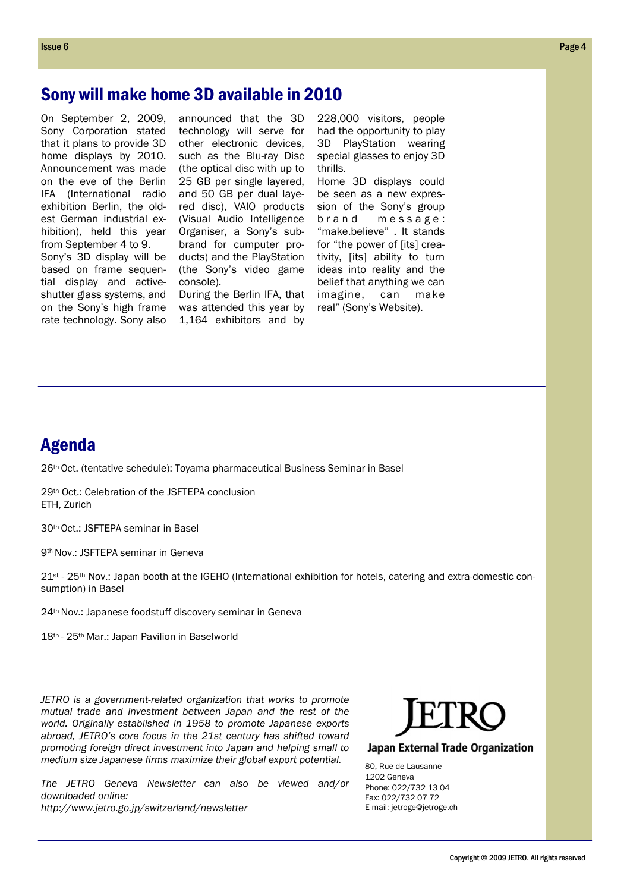## Sony will make home 3D available in 2010

On September 2, 2009, Sony Corporation stated that it plans to provide 3D home displays by 2010. Announcement was made on the eve of the Berlin IFA (International radio exhibition Berlin, the oldest German industrial exhibition), held this year from September 4 to 9.

Sony's 3D display will be based on frame sequential display and active-shutter glass systems, and on the Sony's high frame rate technology. Sony also announced that the 3D technology will serve for other electronic devices, such as the Blu-ray Disc (the optical disc with up to 25 GB per single layered, and 50 GB per dual layered disc), VAIO products (Visual Audio Intelligence Organiser, a Sony's subbrand for cumputer products) and the PlayStation (the Sony's video game console).

During the Berlin IFA, that was attended this year by 1,164 exhibitors and by 228,000 visitors, people had the opportunity to play 3D PlayStation wearing special glasses to enjoy 3D thrills.

Home 3D displays could be seen as a new expression of the Sony's group brand message: "make.believe" . It stands for "the power of [its] creativity, [its] ability to turn ideas into reality and the belief that anything we can imagine, can make real" (Sony's Website).

## Agenda

26th Oct. (tentative schedule): Toyama pharmaceutical Business Seminar in Basel

29th Oct.: Celebration of the JSFTEPA conclusion
ETH, Zurich

30th Oct.: JSFTEPA seminar in Basel

9th Nov.: JSFTEPA seminar in Geneva

21st - 25th Nov.: Japan booth at the IGEHO (International exhibition for hotels, catering and extra-domestic consumption) in Basel

24th Nov.: Japanese foodstuff discovery seminar in Geneva

18th - 25th Mar.: Japan Pavilion in Baselworld

*JETRO is a government-related organization that works to promote mutual trade and investment between Japan and the rest of the world. Originally established in 1958 to promote Japanese exports abroad, JETRO's core focus in the 21st century has shifted toward promoting foreign direct investment into Japan and helping small to medium size Japanese firms maximize their global export potential.*

*The JETRO Geneva Newsletter can also be viewed and/or downloaded online:*
*http://www.jetro.go.jp/switzerland/newsletter*

**JETRO**
**Japan External Trade Organization**

80, Rue de Lausanne
1202 Geneva
Phone: 022/732 13 04
Fax: 022/732 07 72
E-mail: jetroge@jetroge.ch

Copyright © 2009 JETRO. All rights reserved